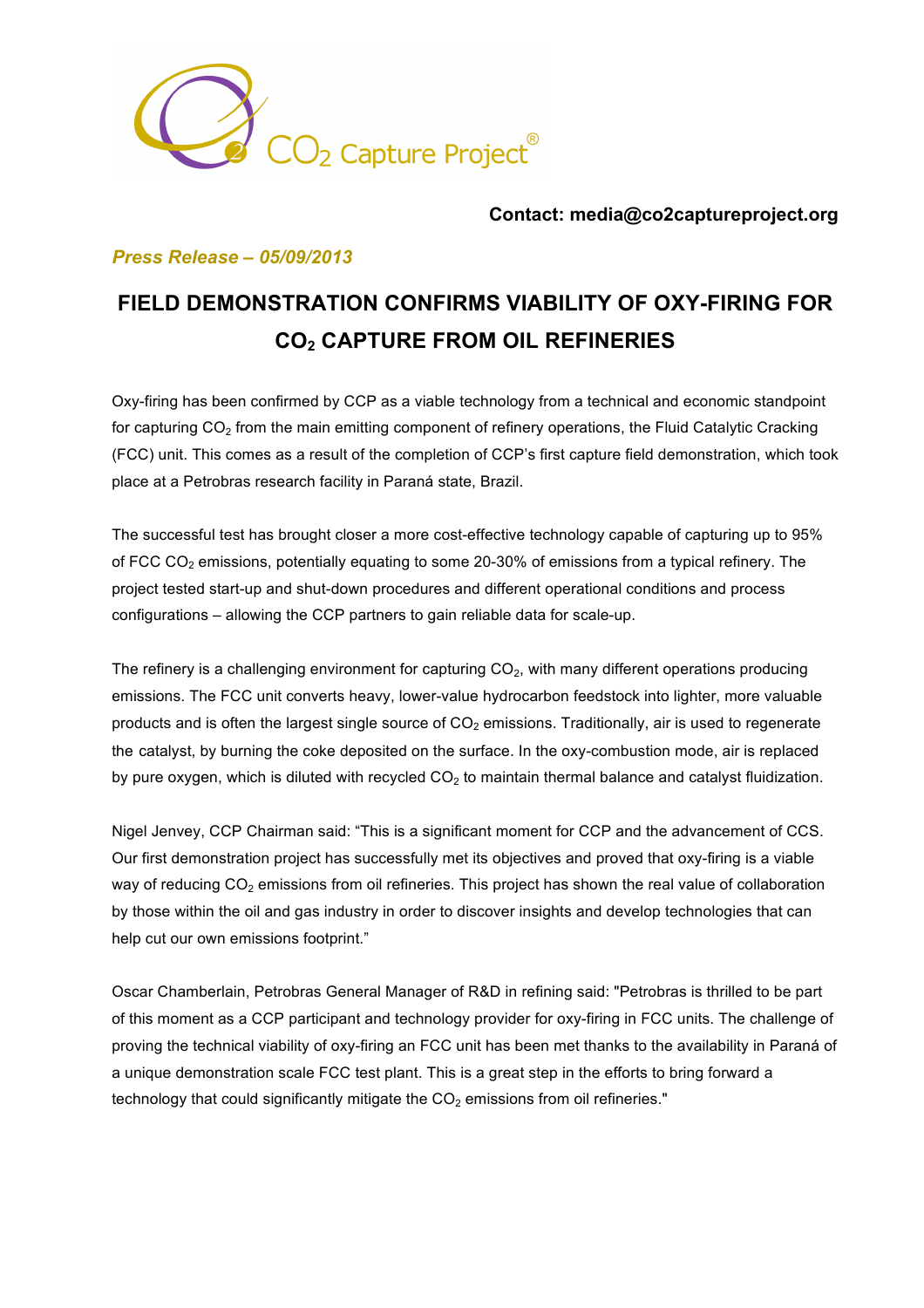CO$_2$ Capture Project®

**Contact: media@co2captureproject.org**

***Press Release – 05/09/2013***

# FIELD DEMONSTRATION CONFIRMS VIABILITY OF OXY-FIRING FOR $CO_2$ CAPTURE FROM OIL REFINERIES

Oxy-firing has been confirmed by CCP as a viable technology from a technical and economic standpoint for capturing $CO_2$ from the main emitting component of refinery operations, the Fluid Catalytic Cracking (FCC) unit. This comes as a result of the completion of CCP's first capture field demonstration, which took place at a Petrobras research facility in Paraná state, Brazil.

The successful test has brought closer a more cost-effective technology capable of capturing up to 95% of FCC $CO_2$ emissions, potentially equating to some 20-30% of emissions from a typical refinery. The project tested start-up and shut-down procedures and different operational conditions and process configurations – allowing the CCP partners to gain reliable data for scale-up.

The refinery is a challenging environment for capturing $CO_2$, with many different operations producing emissions. The FCC unit converts heavy, lower-value hydrocarbon feedstock into lighter, more valuable products and is often the largest single source of $CO_2$ emissions. Traditionally, air is used to regenerate the catalyst, by burning the coke deposited on the surface. In the oxy-combustion mode, air is replaced by pure oxygen, which is diluted with recycled $CO_2$ to maintain thermal balance and catalyst fluidization.

Nigel Jenvey, CCP Chairman said: "This is a significant moment for CCP and the advancement of CCS. Our first demonstration project has successfully met its objectives and proved that oxy-firing is a viable way of reducing $CO_2$ emissions from oil refineries. This project has shown the real value of collaboration by those within the oil and gas industry in order to discover insights and develop technologies that can help cut our own emissions footprint."

Oscar Chamberlain, Petrobras General Manager of R&D in refining said: "Petrobras is thrilled to be part of this moment as a CCP participant and technology provider for oxy-firing in FCC units. The challenge of proving the technical viability of oxy-firing an FCC unit has been met thanks to the availability in Paraná of a unique demonstration scale FCC test plant. This is a great step in the efforts to bring forward a technology that could significantly mitigate the $CO_2$ emissions from oil refineries."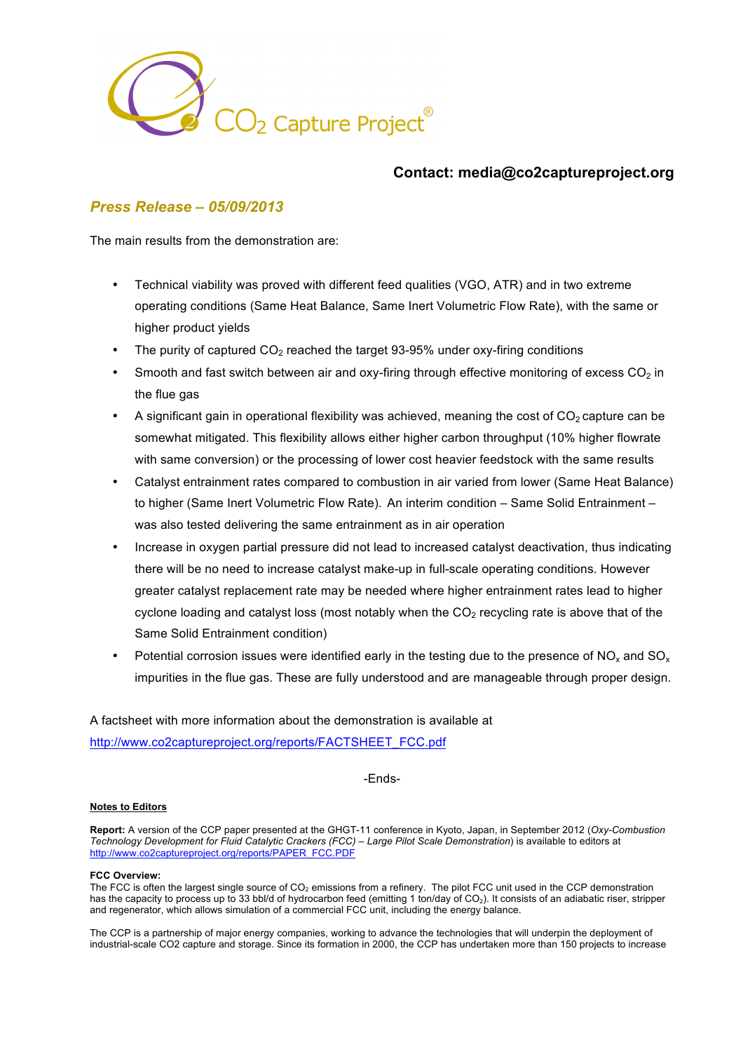**Contact: media@co2captureproject.org**

## *Press Release – 05/09/2013*

The main results from the demonstration are:

- Technical viability was proved with different feed qualities (VGO, ATR) and in two extreme operating conditions (Same Heat Balance, Same Inert Volumetric Flow Rate), with the same or higher product yields
- The purity of captured $CO_2$ reached the target 93-95% under oxy-firing conditions
- Smooth and fast switch between air and oxy-firing through effective monitoring of excess $CO_2$ in the flue gas
- A significant gain in operational flexibility was achieved, meaning the cost of $CO_2$ capture can be somewhat mitigated. This flexibility allows either higher carbon throughput (10% higher flowrate with same conversion) or the processing of lower cost heavier feedstock with the same results
- Catalyst entrainment rates compared to combustion in air varied from lower (Same Heat Balance) to higher (Same Inert Volumetric Flow Rate). An interim condition – Same Solid Entrainment – was also tested delivering the same entrainment as in air operation
- Increase in oxygen partial pressure did not lead to increased catalyst deactivation, thus indicating there will be no need to increase catalyst make-up in full-scale operating conditions. However greater catalyst replacement rate may be needed where higher entrainment rates lead to higher cyclone loading and catalyst loss (most notably when the $CO_2$ recycling rate is above that of the Same Solid Entrainment condition)
- Potential corrosion issues were identified early in the testing due to the presence of $NO_x$ and $SO_x$ impurities in the flue gas. These are fully understood and are manageable through proper design.

A factsheet with more information about the demonstration is available at
http://www.co2captureproject.org/reports/FACTSHEET_FCC.pdf

-Ends-

**Notes to Editors**

**Report:** A version of the CCP paper presented at the GHGT-11 conference in Kyoto, Japan, in September 2012 (*Oxy-Combustion Technology Development for Fluid Catalytic Crackers (FCC) – Large Pilot Scale Demonstration*) is available to editors at http://www.co2captureproject.org/reports/PAPER_FCC.PDF

**FCC Overview:**
The FCC is often the largest single source of $CO_2$ emissions from a refinery. The pilot FCC unit used in the CCP demonstration has the capacity to process up to 33 bbl/d of hydrocarbon feed (emitting 1 ton/day of $CO_2$). It consists of an adiabatic riser, stripper and regenerator, which allows simulation of a commercial FCC unit, including the energy balance.

The CCP is a partnership of major energy companies, working to advance the technologies that will underpin the deployment of industrial-scale CO2 capture and storage. Since its formation in 2000, the CCP has undertaken more than 150 projects to increase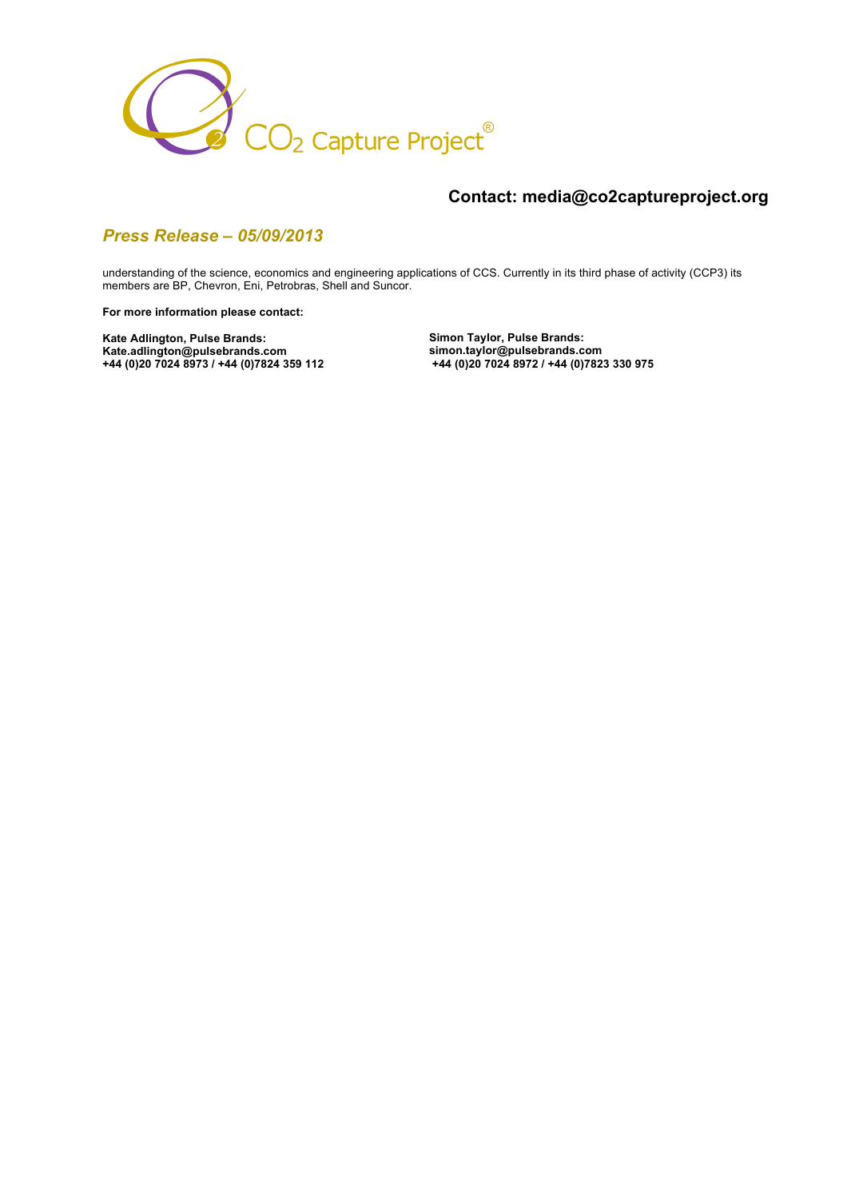**Contact: media@co2captureproject.org**

***Press Release – 05/09/2013***

understanding of the science, economics and engineering applications of CCS. Currently in its third phase of activity (CCP3) its members are BP, Chevron, Eni, Petrobras, Shell and Suncor.

**For more information please contact:**

**Kate Adlington, Pulse Brands:**
**Kate.adlington@pulsebrands.com**
**+44 (0)20 7024 8973 / +44 (0)7824 359 112**

**Simon Taylor, Pulse Brands:**
**simon.taylor@pulsebrands.com**
**+44 (0)20 7024 8972 / +44 (0)7823 330 975**